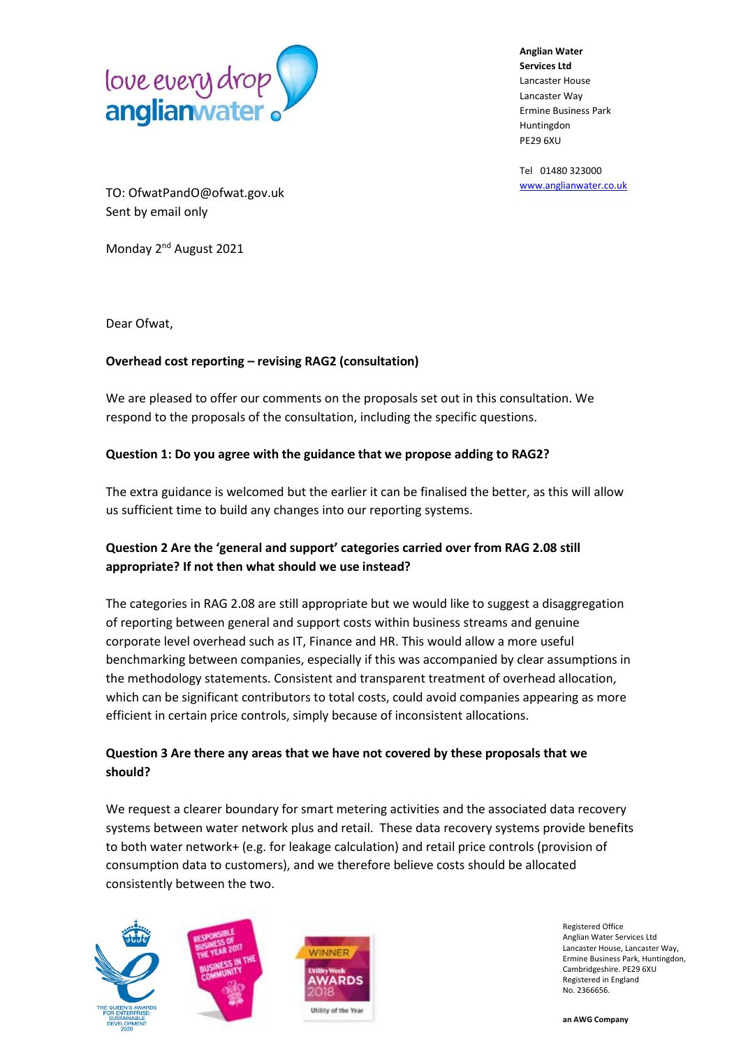**Anglian Water Services Ltd**
Lancaster House
Lancaster Way
Ermine Business Park
Huntingdon
PE29 6XU

Tel 01480 323000
www.anglianwater.co.uk

TO: OfwatPandO@ofwat.gov.uk
Sent by email only

Monday 2nd August 2021

Dear Ofwat,

**Overhead cost reporting – revising RAG2 (consultation)**

We are pleased to offer our comments on the proposals set out in this consultation. We respond to the proposals of the consultation, including the specific questions.

**Question 1: Do you agree with the guidance that we propose adding to RAG2?**

The extra guidance is welcomed but the earlier it can be finalised the better, as this will allow us sufficient time to build any changes into our reporting systems.

**Question 2 Are the 'general and support' categories carried over from RAG 2.08 still appropriate? If not then what should we use instead?**

The categories in RAG 2.08 are still appropriate but we would like to suggest a disaggregation of reporting between general and support costs within business streams and genuine corporate level overhead such as IT, Finance and HR. This would allow a more useful benchmarking between companies, especially if this was accompanied by clear assumptions in the methodology statements. Consistent and transparent treatment of overhead allocation, which can be significant contributors to total costs, could avoid companies appearing as more efficient in certain price controls, simply because of inconsistent allocations.

**Question 3 Are there any areas that we have not covered by these proposals that we should?**

We request a clearer boundary for smart metering activities and the associated data recovery systems between water network plus and retail. These data recovery systems provide benefits to both water network+ (e.g. for leakage calculation) and retail price controls (provision of consumption data to customers), and we therefore believe costs should be allocated consistently between the two.

Registered Office
Anglian Water Services Ltd
Lancaster House, Lancaster Way,
Ermine Business Park, Huntingdon,
Cambridgeshire. PE29 6XU
Registered in England
No. 2366656.

**an AWG Company**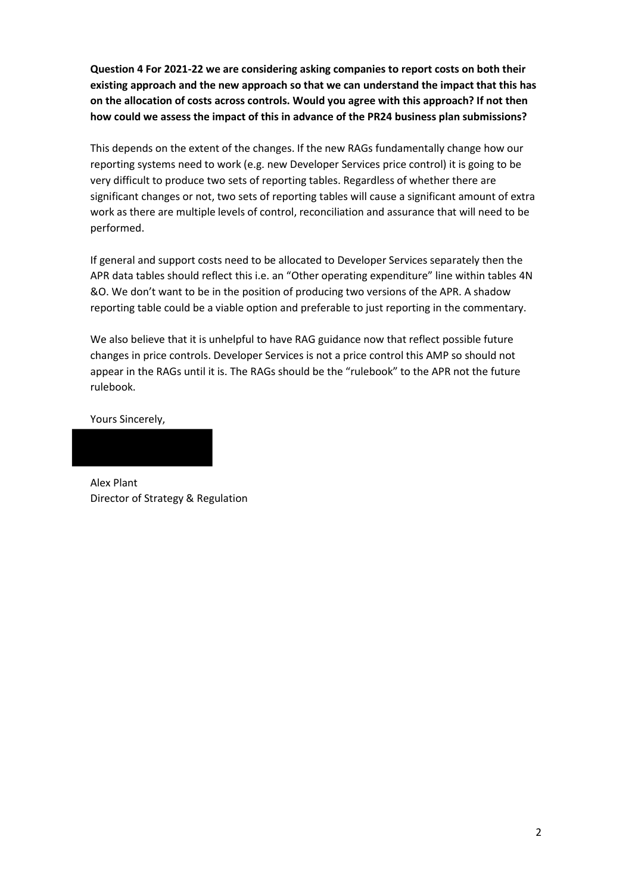**Question 4 For 2021-22 we are considering asking companies to report costs on both their existing approach and the new approach so that we can understand the impact that this has on the allocation of costs across controls. Would you agree with this approach? If not then how could we assess the impact of this in advance of the PR24 business plan submissions?**

This depends on the extent of the changes. If the new RAGs fundamentally change how our reporting systems need to work (e.g. new Developer Services price control) it is going to be very difficult to produce two sets of reporting tables. Regardless of whether there are significant changes or not, two sets of reporting tables will cause a significant amount of extra work as there are multiple levels of control, reconciliation and assurance that will need to be performed.

If general and support costs need to be allocated to Developer Services separately then the APR data tables should reflect this i.e. an "Other operating expenditure" line within tables 4N &O. We don't want to be in the position of producing two versions of the APR. A shadow reporting table could be a viable option and preferable to just reporting in the commentary.

We also believe that it is unhelpful to have RAG guidance now that reflect possible future changes in price controls. Developer Services is not a price control this AMP so should not appear in the RAGs until it is. The RAGs should be the "rulebook" to the APR not the future rulebook.

Yours Sincerely,

Alex Plant
Director of Strategy & Regulation